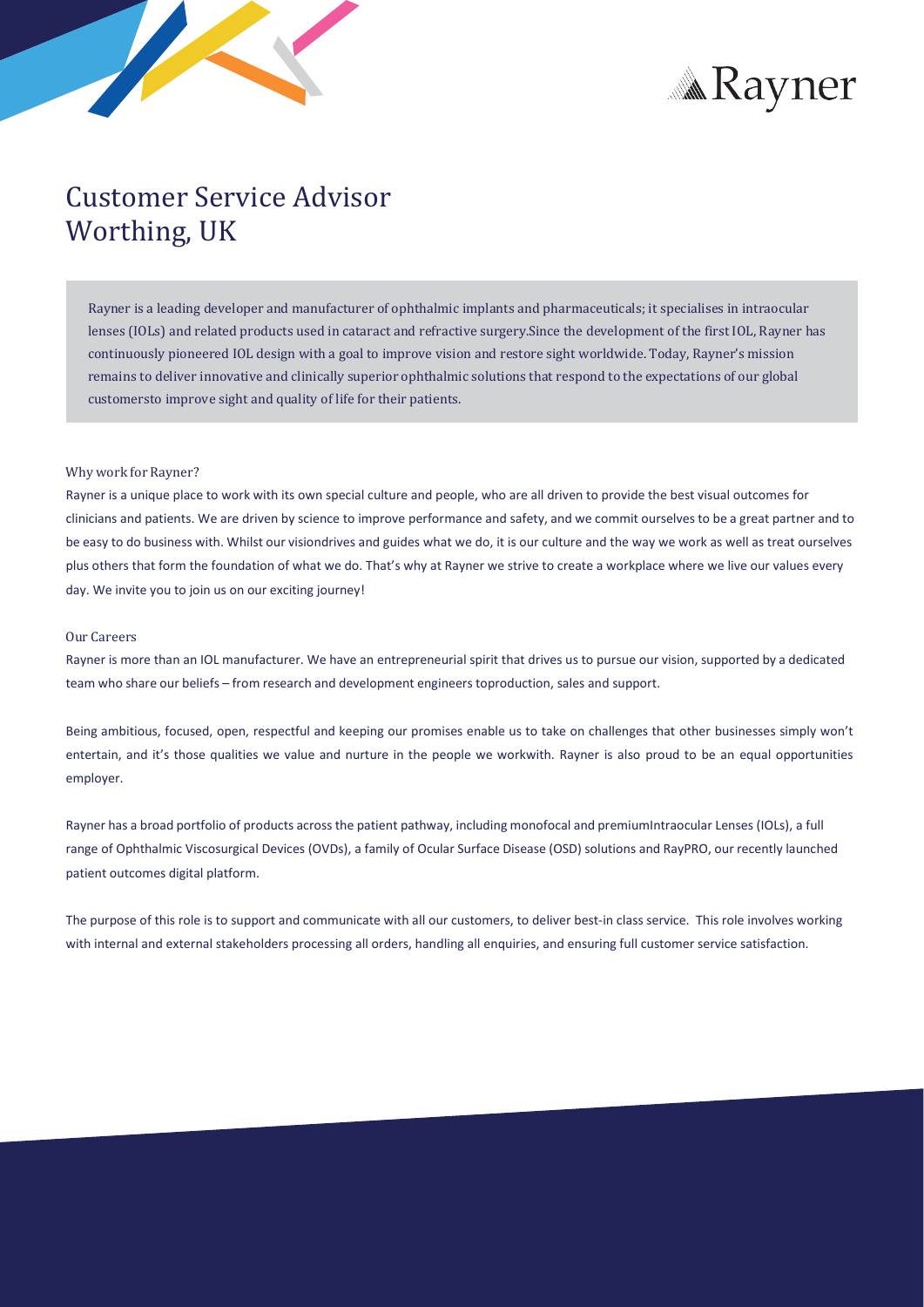Rayner

# Customer Service Advisor
# Worthing, UK

Rayner is a leading developer and manufacturer of ophthalmic implants and pharmaceuticals; it specialises in intraocular lenses (IOLs) and related products used in cataract and refractive surgery.Since the development of the first IOL, Rayner has continuously pioneered IOL design with a goal to improve vision and restore sight worldwide. Today, Rayner's mission remains to deliver innovative and clinically superior ophthalmic solutions that respond to the expectations of our global customersto improve sight and quality of life for their patients.

### Why work for Rayner?

Rayner is a unique place to work with its own special culture and people, who are all driven to provide the best visual outcomes for clinicians and patients. We are driven by science to improve performance and safety, and we commit ourselves to be a great partner and to be easy to do business with. Whilst our visiondrives and guides what we do, it is our culture and the way we work as well as treat ourselves plus others that form the foundation of what we do. That's why at Rayner we strive to create a workplace where we live our values every day. We invite you to join us on our exciting journey!

### Our Careers

Rayner is more than an IOL manufacturer. We have an entrepreneurial spirit that drives us to pursue our vision, supported by a dedicated team who share our beliefs – from research and development engineers toproduction, sales and support.

Being ambitious, focused, open, respectful and keeping our promises enable us to take on challenges that other businesses simply won't entertain, and it's those qualities we value and nurture in the people we workwith. Rayner is also proud to be an equal opportunities employer.

Rayner has a broad portfolio of products across the patient pathway, including monofocal and premiumIntraocular Lenses (IOLs), a full range of Ophthalmic Viscosurgical Devices (OVDs), a family of Ocular Surface Disease (OSD) solutions and RayPRO, our recently launched patient outcomes digital platform.

The purpose of this role is to support and communicate with all our customers, to deliver best-in class service. This role involves working with internal and external stakeholders processing all orders, handling all enquiries, and ensuring full customer service satisfaction.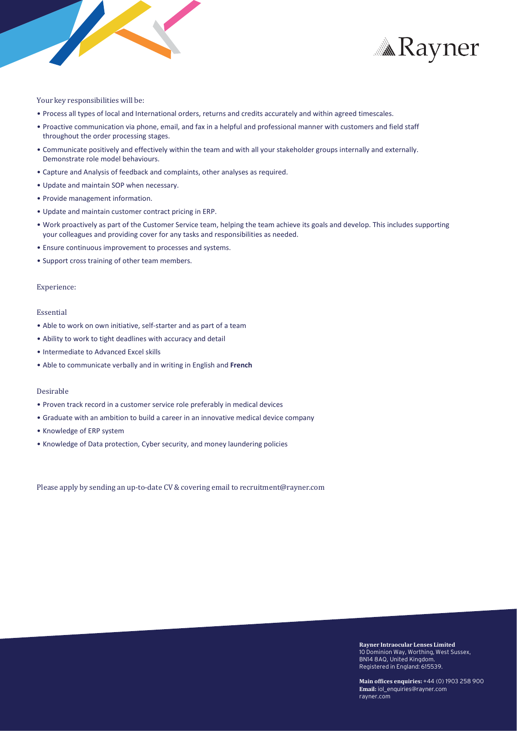Your key responsibilities will be:

- Process all types of local and International orders, returns and credits accurately and within agreed timescales.
- Proactive communication via phone, email, and fax in a helpful and professional manner with customers and field staff throughout the order processing stages.
- Communicate positively and effectively within the team and with all your stakeholder groups internally and externally. Demonstrate role model behaviours.
- Capture and Analysis of feedback and complaints, other analyses as required.
- Update and maintain SOP when necessary.
- Provide management information.
- Update and maintain customer contract pricing in ERP.
- Work proactively as part of the Customer Service team, helping the team achieve its goals and develop. This includes supporting your colleagues and providing cover for any tasks and responsibilities as needed.
- Ensure continuous improvement to processes and systems.
- Support cross training of other team members.

Experience:

Essential

- Able to work on own initiative, self-starter and as part of a team
- Ability to work to tight deadlines with accuracy and detail
- Intermediate to Advanced Excel skills
- Able to communicate verbally and in writing in English and **French**

Desirable

- Proven track record in a customer service role preferably in medical devices
- Graduate with an ambition to build a career in an innovative medical device company
- Knowledge of ERP system
- Knowledge of Data protection, Cyber security, and money laundering policies

Please apply by sending an up-to-date CV & covering email to recruitment@rayner.com

**Rayner Intraocular Lenses Limited**
10 Dominion Way, Worthing, West Sussex, BN14 8AQ, United Kingdom.
Registered in England: 615539.

**Main offices enquiries:** +44 (0) 1903 258 900
**Email:** iol_enquiries@rayner.com
rayner.com